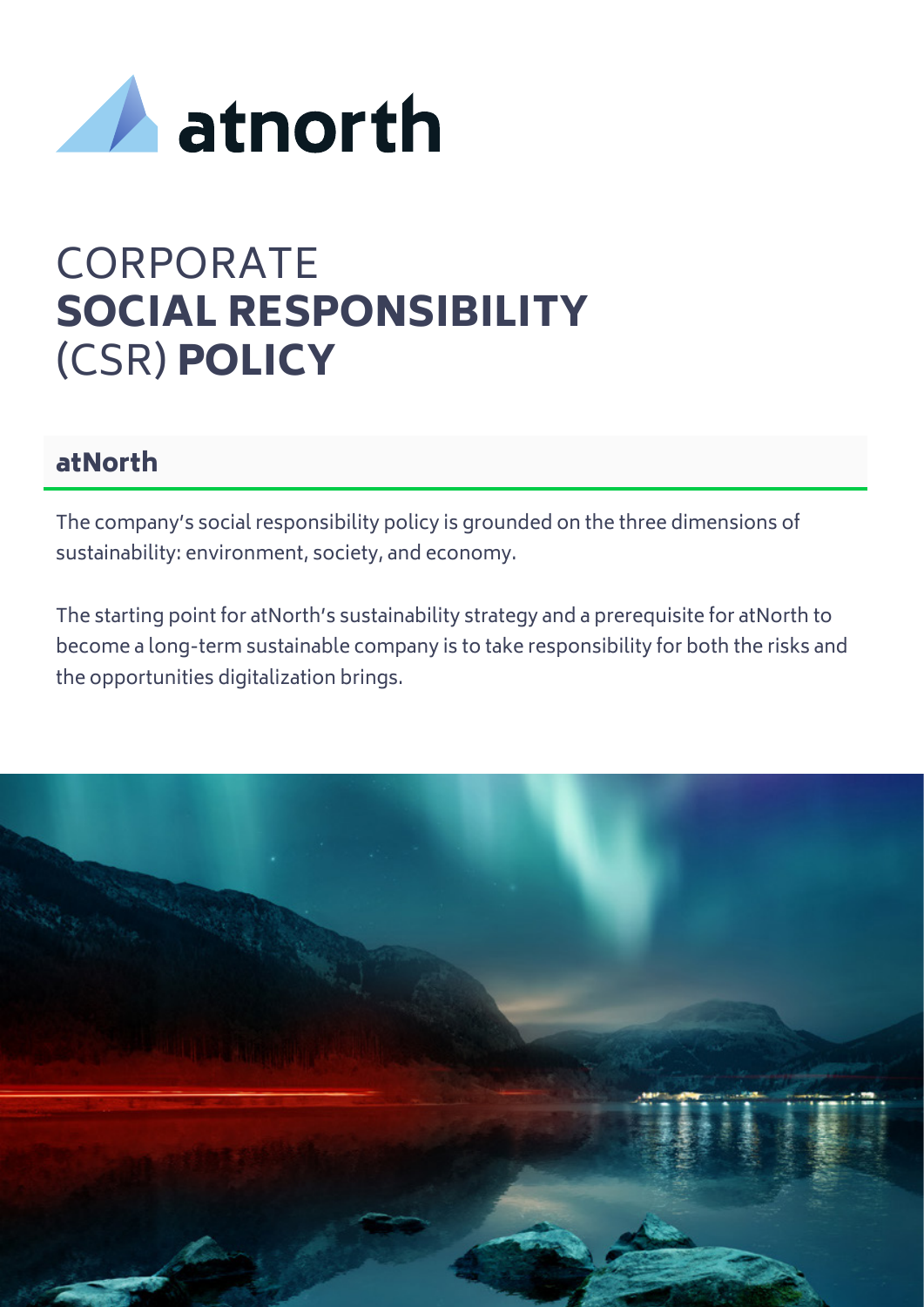# CORPORATE **SOCIAL RESPONSIBILITY** (CSR) **POLICY**

## atNorth

The company's social responsibility policy is grounded on the three dimensions of sustainability: environment, society, and economy.

The starting point for atNorth's sustainability strategy and a prerequisite for atNorth to become a long-term sustainable company is to take responsibility for both the risks and the opportunities digitalization brings.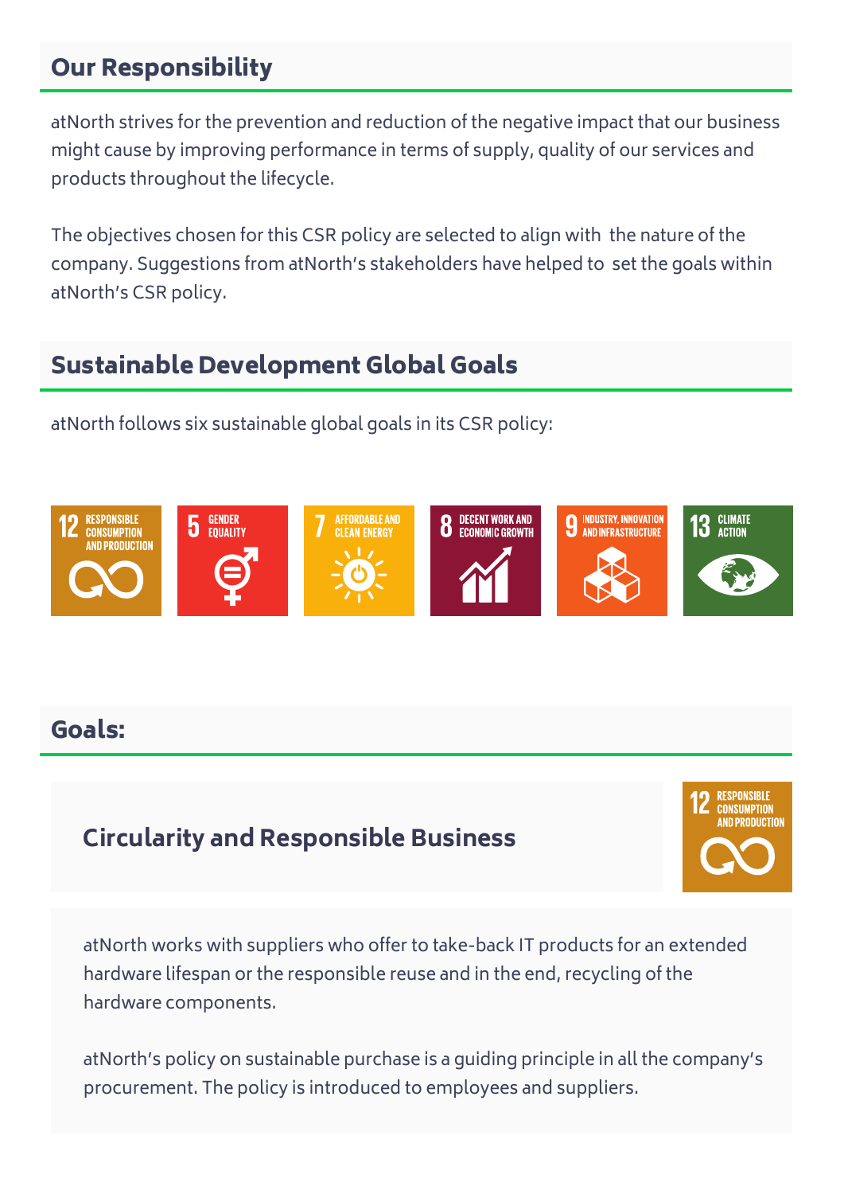## Our Responsibility

atNorth strives for the prevention and reduction of the negative impact that our business might cause by improving performance in terms of supply, quality of our services and products throughout the lifecycle.

The objectives chosen for this CSR policy are selected to align with the nature of the company. Suggestions from atNorth's stakeholders have helped to set the goals within atNorth's CSR policy.

## Sustainable Development Global Goals

atNorth follows six sustainable global goals in its CSR policy:

12 RESPONSIBLE CONSUMPTION AND PRODUCTION

5 GENDER EQUALITY

7 AFFORDABLE AND CLEAN ENERGY

8 DECENT WORK AND ECONOMIC GROWTH

9 INDUSTRY, INNOVATION AND INFRASTRUCTURE

13 CLIMATE ACTION

## Goals:

### Circularity and Responsible Business

12 RESPONSIBLE CONSUMPTION AND PRODUCTION

atNorth works with suppliers who offer to take-back IT products for an extended hardware lifespan or the responsible reuse and in the end, recycling of the hardware components.

atNorth's policy on sustainable purchase is a guiding principle in all the company's procurement. The policy is introduced to employees and suppliers.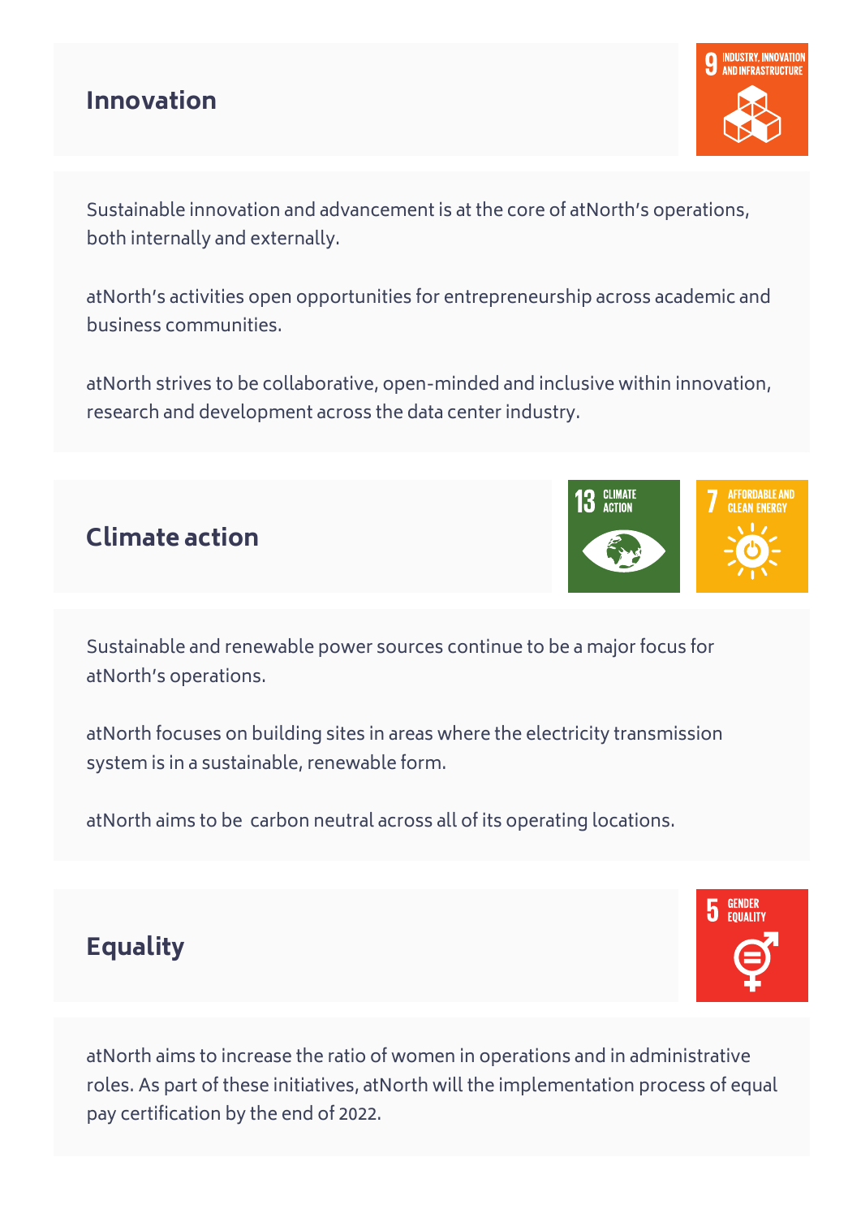## Innovation

Sustainable innovation and advancement is at the core of atNorth's operations, both internally and externally.

atNorth's activities open opportunities for entrepreneurship across academic and business communities.

atNorth strives to be collaborative, open-minded and inclusive within innovation, research and development across the data center industry.

## Climate action

Sustainable and renewable power sources continue to be a major focus for atNorth's operations.

atNorth focuses on building sites in areas where the electricity transmission system is in a sustainable, renewable form.

atNorth aims to be carbon neutral across all of its operating locations.

## Equality

atNorth aims to increase the ratio of women in operations and in administrative roles. As part of these initiatives, atNorth will the implementation process of equal pay certification by the end of 2022.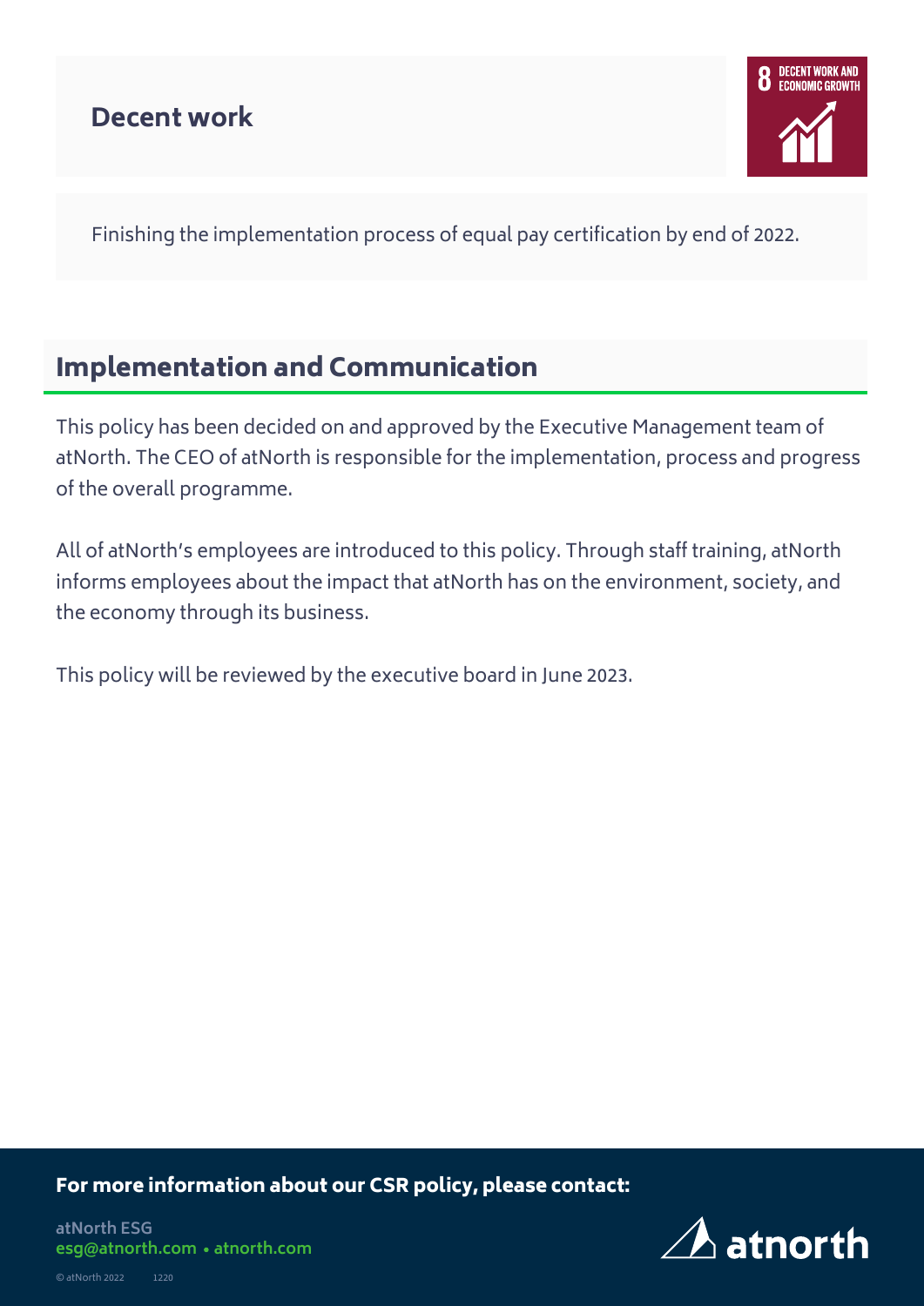## Decent work

8 DECENT WORK AND ECONOMIC GROWTH

Finishing the implementation process of equal pay certification by end of 2022.

## Implementation and Communication

This policy has been decided on and approved by the Executive Management team of atNorth. The CEO of atNorth is responsible for the implementation, process and progress of the overall programme.

All of atNorth's employees are introduced to this policy. Through staff training, atNorth informs employees about the impact that atNorth has on the environment, society, and the economy through its business.

This policy will be reviewed by the executive board in June 2023.

**For more information about our CSR policy, please contact:**

atNorth ESG
esg@atnorth.com • atnorth.com

© atNorth 2022 1220

atnorth